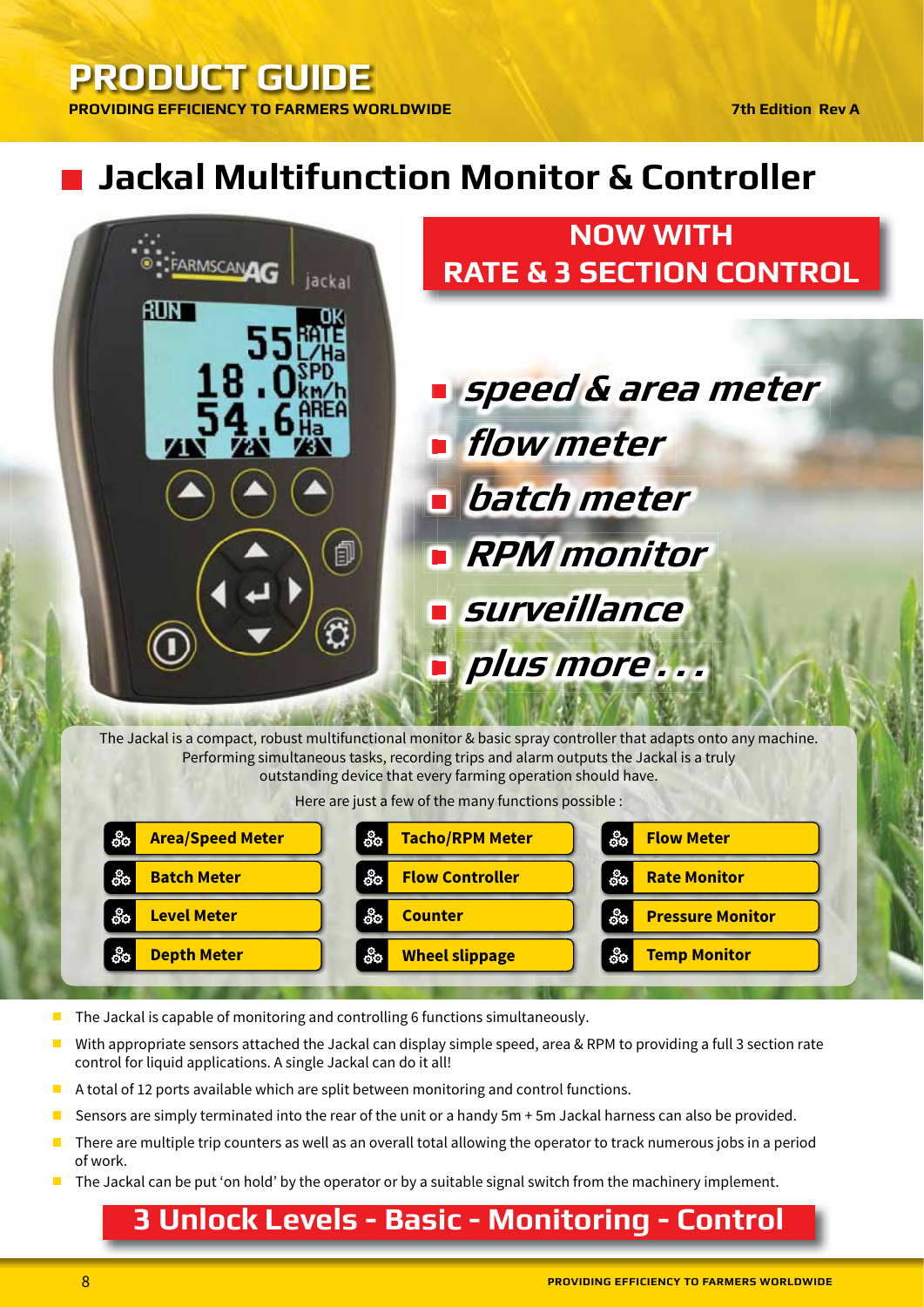# PRODUCT GUIDE

**PROVIDING EFFICIENCY TO FARMERS WORLDWIDE**

**7th Edition Rev A**

## Jackal Multifunction Monitor & Controller

**NOW WITH RATE & 3 SECTION CONTROL**

- *speed & area meter*
- *flow meter*
- *batch meter*
- *RPM monitor*
- *surveillance*
- *plus more . . .*

The Jackal is a compact, robust multifunctional monitor & basic spray controller that adapts onto any machine. Performing simultaneous tasks, recording trips and alarm outputs the Jackal is a truly outstanding device that every farming operation should have.

Here are just a few of the many functions possible :

| | | |
|---|---|---|
| **Area/Speed Meter** | **Tacho/RPM Meter** | **Flow Meter** |
| **Batch Meter** | **Flow Controller** | **Rate Monitor** |
| **Level Meter** | **Counter** | **Pressure Monitor** |
| **Depth Meter** | **Wheel slippage** | **Temp Monitor** |

- The Jackal is capable of monitoring and controlling 6 functions simultaneously.
- With appropriate sensors attached the Jackal can display simple speed, area & RPM to providing a full 3 section rate control for liquid applications. A single Jackal can do it all!
- A total of 12 ports available which are split between monitoring and control functions.
- Sensors are simply terminated into the rear of the unit or a handy 5m + 5m Jackal harness can also be provided.
- There are multiple trip counters as well as an overall total allowing the operator to track numerous jobs in a period of work.
- The Jackal can be put 'on hold' by the operator or by a suitable signal switch from the machinery implement.

## 3 Unlock Levels - Basic - Monitoring - Control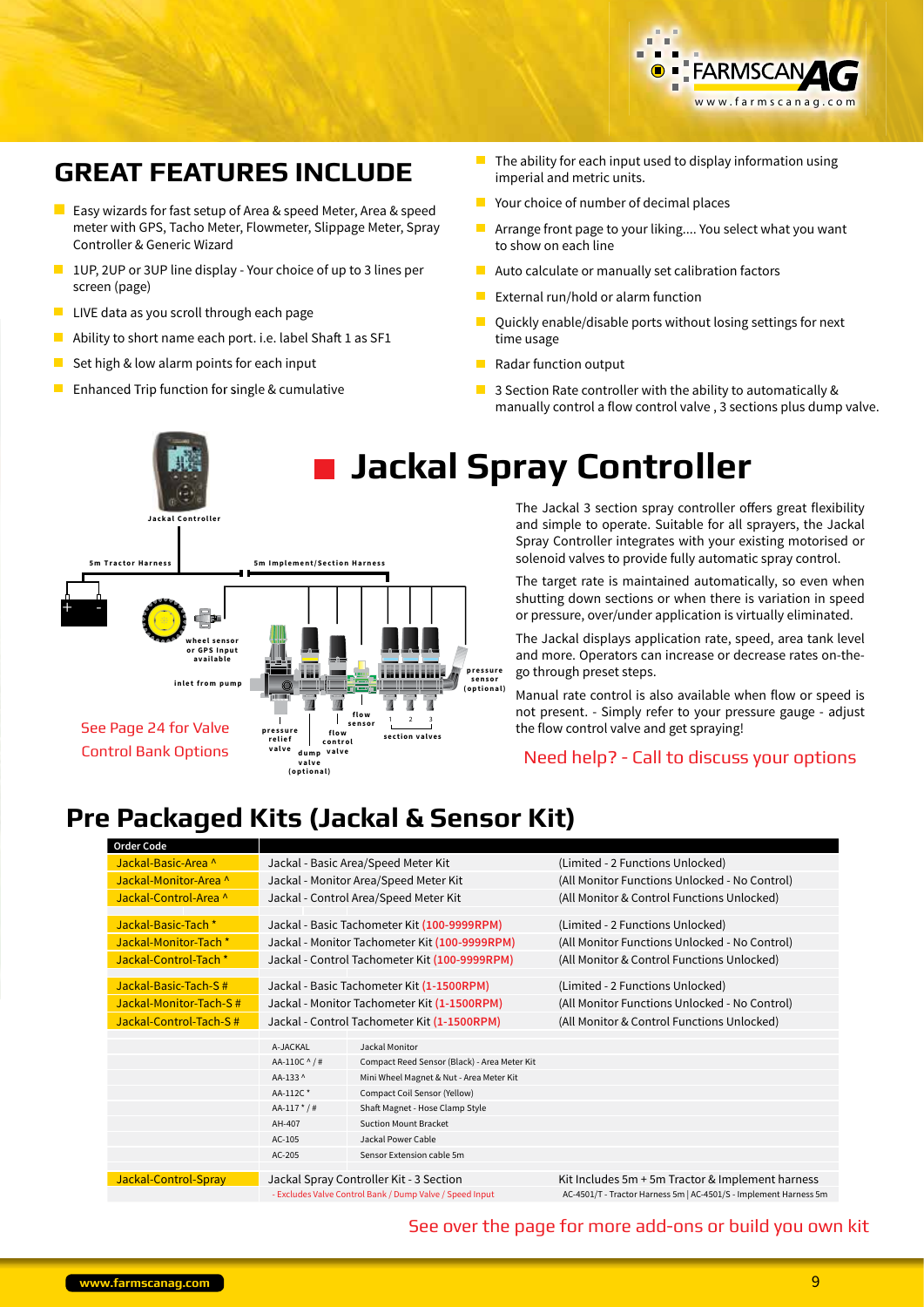## GREAT FEATURES INCLUDE

- Easy wizards for fast setup of Area & speed Meter, Area & speed meter with GPS, Tacho Meter, Flowmeter, Slippage Meter, Spray Controller & Generic Wizard
- 1UP, 2UP or 3UP line display - Your choice of up to 3 lines per screen (page)
- LIVE data as you scroll through each page
- Ability to short name each port. i.e. label Shaft 1 as SF1
- Set high & low alarm points for each input
- Enhanced Trip function for single & cumulative
- The ability for each input used to display information using imperial and metric units.
- Your choice of number of decimal places
- Arrange front page to your liking.... You select what you want to show on each line
- Auto calculate or manually set calibration factors
- External run/hold or alarm function
- Quickly enable/disable ports without losing settings for next time usage
- Radar function output
- 3 Section Rate controller with the ability to automatically & manually control a flow control valve , 3 sections plus dump valve.

# Jackal Spray Controller

Jackal Controller

5m Tractor Harness

5m Implement/Section Harness

wheel sensor or GPS Input available

inlet from pump

pressure relief valve

dump valve (optional)

flow control valve

flow sensor

section valves

pressure sensor (optional)

See Page 24 for Valve Control Bank Options

The Jackal 3 section spray controller offers great flexibility and simple to operate. Suitable for all sprayers, the Jackal Spray Controller integrates with your existing motorised or solenoid valves to provide fully automatic spray control.

The target rate is maintained automatically, so even when shutting down sections or when there is variation in speed or pressure, over/under application is virtually eliminated.

The Jackal displays application rate, speed, area tank level and more. Operators can increase or decrease rates on-the-go through preset steps.

Manual rate control is also available when flow or speed is not present. - Simply refer to your pressure gauge - adjust the flow control valve and get spraying!

Need help? - Call to discuss your options

## Pre Packaged Kits (Jackal & Sensor Kit)

| Order Code | | |
|---|---|---|
| Jackal-Basic-Area ^ | Jackal - Basic Area/Speed Meter Kit | (Limited - 2 Functions Unlocked) |
| Jackal-Monitor-Area ^ | Jackal - Monitor Area/Speed Meter Kit | (All Monitor Functions Unlocked - No Control) |
| Jackal-Control-Area ^ | Jackal - Control Area/Speed Meter Kit | (All Monitor & Control Functions Unlocked) |
| Jackal-Basic-Tach * | Jackal - Basic Tachometer Kit (100-9999RPM) | (Limited - 2 Functions Unlocked) |
| Jackal-Monitor-Tach * | Jackal - Monitor Tachometer Kit (100-9999RPM) | (All Monitor Functions Unlocked - No Control) |
| Jackal-Control-Tach * | Jackal - Control Tachometer Kit (100-9999RPM) | (All Monitor & Control Functions Unlocked) |
| Jackal-Basic-Tach-S # | Jackal - Basic Tachometer Kit (1-1500RPM) | (Limited - 2 Functions Unlocked) |
| Jackal-Monitor-Tach-S # | Jackal - Monitor Tachometer Kit (1-1500RPM) | (All Monitor Functions Unlocked - No Control) |
| Jackal-Control-Tach-S # | Jackal - Control Tachometer Kit (1-1500RPM) | (All Monitor & Control Functions Unlocked) |

| Code | Description |
|---|---|
| A-JACKAL | Jackal Monitor |
| AA-110C ^ / # | Compact Reed Sensor (Black) - Area Meter Kit |
| AA-133 ^ | Mini Wheel Magnet & Nut - Area Meter Kit |
| AA-112C * | Compact Coil Sensor (Yellow) |
| AA-117 * / # | Shaft Magnet - Hose Clamp Style |
| AH-407 | Suction Mount Bracket |
| AC-105 | Jackal Power Cable |
| AC-205 | Sensor Extension cable 5m |

| Order Code | | |
|---|---|---|
| Jackal-Control-Spray | Jackal Spray Controller Kit - 3 Section<br>- Excludes Valve Control Bank / Dump Valve / Speed Input | Kit Includes 5m + 5m Tractor & Implement harness<br>AC-4501/T - Tractor Harness 5m \| AC-4501/S - Implement Harness 5m |

See over the page for more add-ons or build you own kit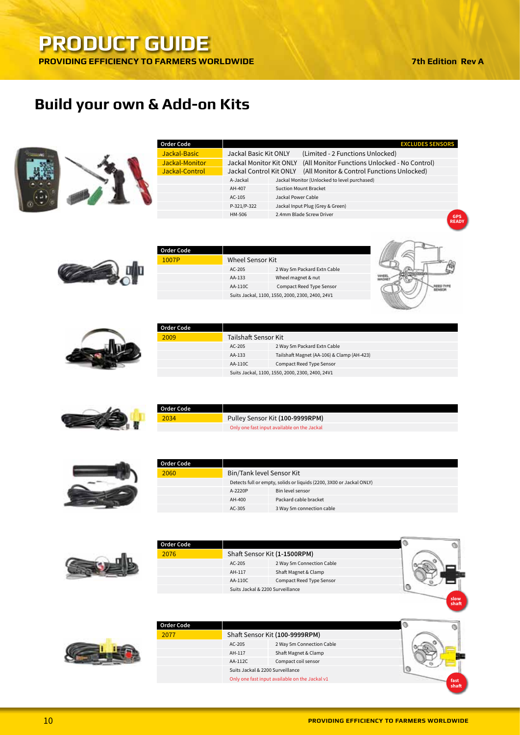## Build your own & Add-on Kits

| Order Code | | EXCLUDES SENSORS |
|---|---|---|
| Jackal-Basic | Jackal Basic Kit ONLY | (Limited - 2 Functions Unlocked) |
| Jackal-Monitor | Jackal Monitor Kit ONLY | (All Monitor Functions Unlocked - No Control) |
| Jackal-Control | Jackal Control Kit ONLY | (All Monitor & Control Functions Unlocked) |
| | A-Jackal | Jackal Monitor (Unlocked to level purchased) |
| | AH-407 | Suction Mount Bracket |
| | AC-105 | Jackal Power Cable |
| | P-321/P-322 | Jackal Input Plug (Grey & Green) |
| | HM-506 | 2.4mm Blade Screw Driver |

GPS READY

| Order Code | | |
|---|---|---|
| 1007P | Wheel Sensor Kit | |
| | AC-205 | 2 Way 5m Packard Extn Cable |
| | AA-133 | Wheel magnet & nut |
| | AA-110C | Compact Reed Type Sensor |
| | Suits Jackal, 1100, 1550, 2000, 2300, 2400, 24V1 | |

| Order Code | | |
|---|---|---|
| 2009 | Tailshaft Sensor Kit | |
| | AC-205 | 2 Way 5m Packard Extn Cable |
| | AA-133 | Tailshaft Magnet (AA-106) & Clamp (AH-423) |
| | AA-110C | Compact Reed Type Sensor |
| | Suits Jackal, 1100, 1550, 2000, 2300, 2400, 24V1 | |

| Order Code | |
|---|---|
| 2034 | Pulley Sensor Kit **(100-9999RPM)** |
| | Only one fast input available on the Jackal |

| Order Code | | |
|---|---|---|
| 2060 | Bin/Tank level Sensor Kit | |
| | Detects full or empty, solids or liquids (2200, 3X00 or Jackal ONLY) | |
| | A-2220P | Bin level sensor |
| | AH-400 | Packard cable bracket |
| | AC-305 | 3 Way 5m connection cable |

| Order Code | | |
|---|---|---|
| 2076 | Shaft Sensor Kit **(1-1500RPM)** | |
| | AC-205 | 2 Way 5m Connection Cable |
| | AH-117 | Shaft Magnet & Clamp |
| | AA-110C | Compact Reed Type Sensor |
| | Suits Jackal & 2200 Surveillance | |

slow shaft

| Order Code | | |
|---|---|---|
| 2077 | Shaft Sensor Kit **(100-9999RPM)** | |
| | AC-205 | 2 Way 5m Connection Cable |
| | AH-117 | Shaft Magnet & Clamp |
| | AA-112C | Compact coil sensor |
| | Suits Jackal & 2200 Surveillance | |
| | Only one fast input available on the Jackal v1 | |

fast shaft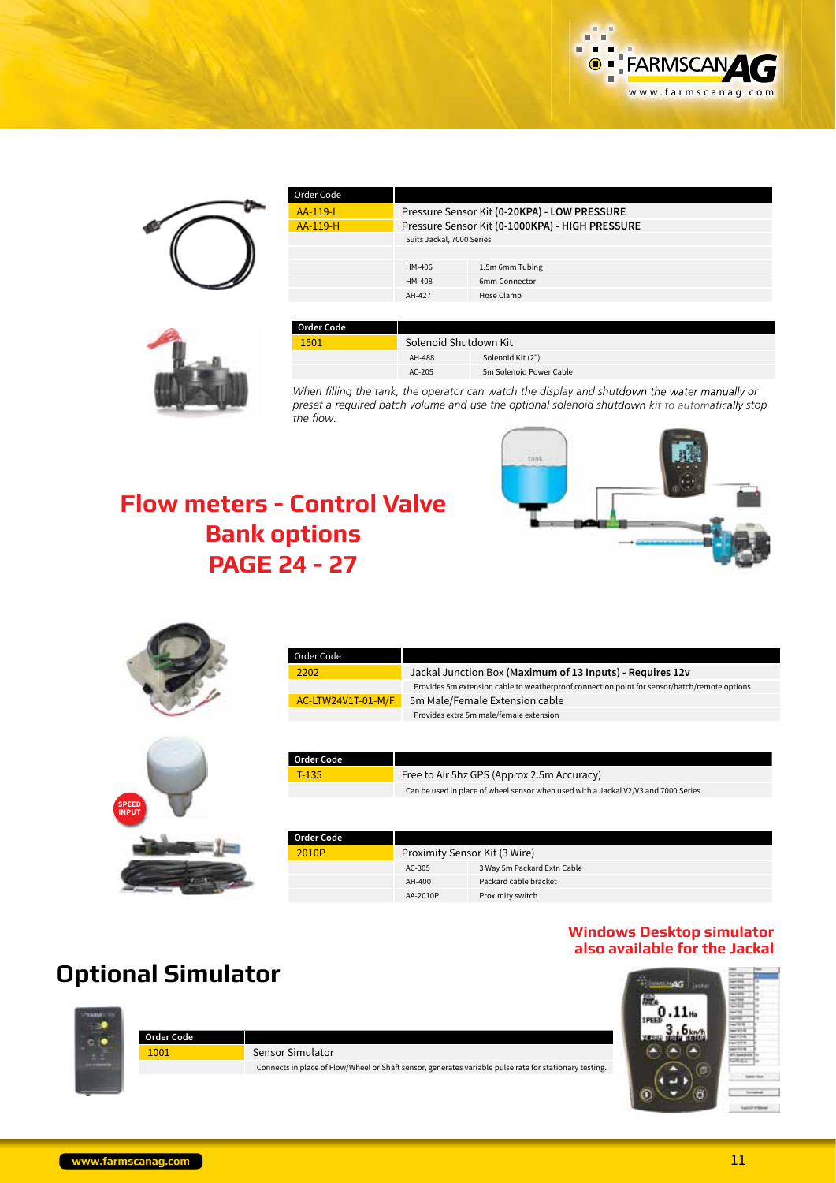| Order Code | | |
|---|---|---|
| AA-119-L | Pressure Sensor Kit (**0-20KPA) - LOW PRESSURE** | |
| AA-119-H | Pressure Sensor Kit (**0-1000KPA) - HIGH PRESSURE** | |
| | Suits Jackal, 7000 Series | |
| | | |
| | HM-406 | 1.5m 6mm Tubing |
| | HM-408 | 6mm Connector |
| | AH-427 | Hose Clamp |

| Order Code | | |
|---|---|---|
| 1501 | Solenoid Shutdown Kit | |
| | AH-488 | Solenoid Kit (2") |
| | AC-205 | 5m Solenoid Power Cable |

*When filling the tank, the operator can watch the display and shutdown the water manually or preset a required batch volume and use the optional solenoid shutdown kit to automatically stop the flow.*

## Flow meters - Control Valve Bank options PAGE 24 - 27

| Order Code | |
|---|---|
| 2202 | Jackal Junction Box **(Maximum of 13 Inputs) - Requires 12v** |
| | Provides 5m extension cable to weatherproof connection point for sensor/batch/remote options |
| AC-LTW24V1T-01-M/F | 5m Male/Female Extension cable |
| | Provides extra 5m male/female extension |

SPEED INPUT

| Order Code | |
|---|---|
| T-135 | Free to Air 5hz GPS (Approx 2.5m Accuracy) |
| | Can be used in place of wheel sensor when used with a Jackal V2/V3 and 7000 Series |

| Order Code | | |
|---|---|---|
| 2010P | Proximity Sensor Kit (3 Wire) | |
| | AC-305 | 3 Way 5m Packard Extn Cable |
| | AH-400 | Packard cable bracket |
| | AA-2010P | Proximity switch |

## Optional Simulator

**Windows Desktop simulator also available for the Jackal**

| Order Code | |
|---|---|
| 1001 | Sensor Simulator |
| | Connects in place of Flow/Wheel or Shaft sensor, generates variable pulse rate for stationary testing. |